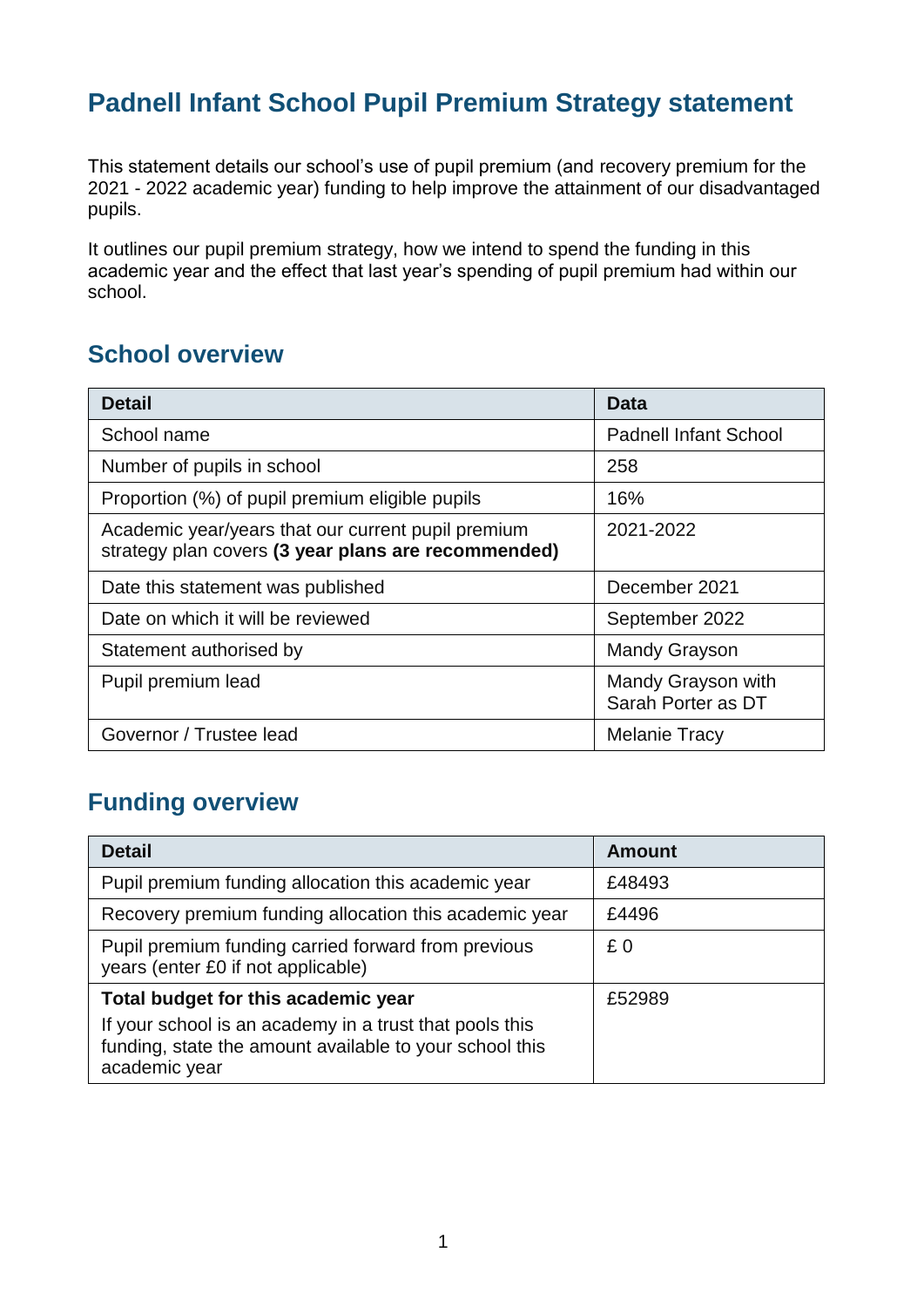# Padnell Infant School Pupil Premium Strategy statement

This statement details our school's use of pupil premium (and recovery premium for the 2021 - 2022 academic year) funding to help improve the attainment of our disadvantaged pupils.

It outlines our pupil premium strategy, how we intend to spend the funding in this academic year and the effect that last year's spending of pupil premium had within our school.

## School overview

| Detail | Data |
| --- | --- |
| School name | Padnell Infant School |
| Number of pupils in school | 258 |
| Proportion (%) of pupil premium eligible pupils | 16% |
| Academic year/years that our current pupil premium strategy plan covers **(3 year plans are recommended)** | 2021-2022 |
| Date this statement was published | December 2021 |
| Date on which it will be reviewed | September 2022 |
| Statement authorised by | Mandy Grayson |
| Pupil premium lead | Mandy Grayson with Sarah Porter as DT |
| Governor / Trustee lead | Melanie Tracy |

## Funding overview

| Detail | Amount |
| --- | --- |
| Pupil premium funding allocation this academic year | £48493 |
| Recovery premium funding allocation this academic year | £4496 |
| Pupil premium funding carried forward from previous years (enter £0 if not applicable) | £ 0 |
| **Total budget for this academic year** If your school is an academy in a trust that pools this funding, state the amount available to your school this academic year | £52989 |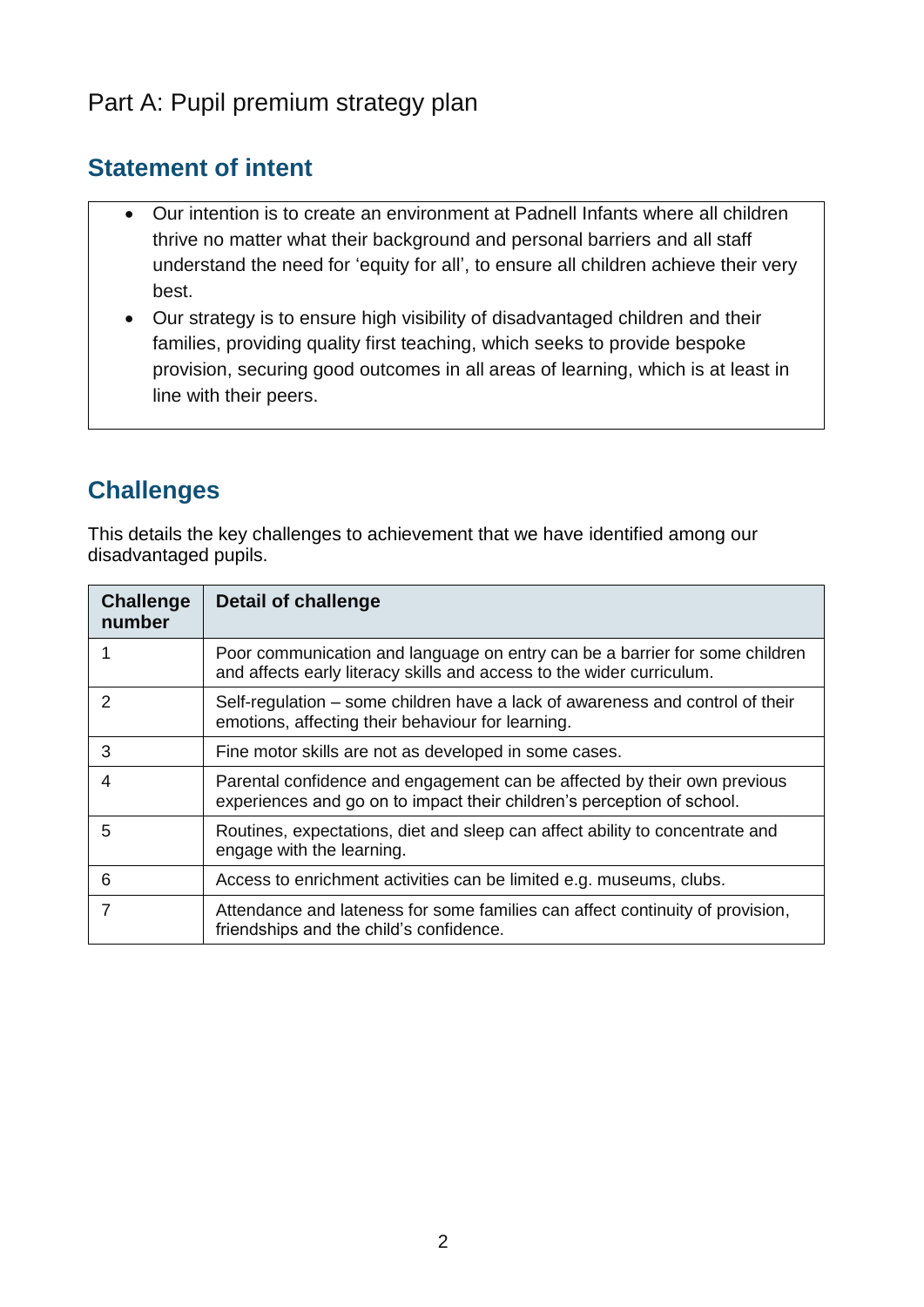# Part A: Pupil premium strategy plan

## Statement of intent

- Our intention is to create an environment at Padnell Infants where all children thrive no matter what their background and personal barriers and all staff understand the need for 'equity for all', to ensure all children achieve their very best.
- Our strategy is to ensure high visibility of disadvantaged children and their families, providing quality first teaching, which seeks to provide bespoke provision, securing good outcomes in all areas of learning, which is at least in line with their peers.

## Challenges

This details the key challenges to achievement that we have identified among our disadvantaged pupils.

| Challenge number | Detail of challenge |
| --- | --- |
| 1 | Poor communication and language on entry can be a barrier for some children and affects early literacy skills and access to the wider curriculum. |
| 2 | Self-regulation – some children have a lack of awareness and control of their emotions, affecting their behaviour for learning. |
| 3 | Fine motor skills are not as developed in some cases. |
| 4 | Parental confidence and engagement can be affected by their own previous experiences and go on to impact their children's perception of school. |
| 5 | Routines, expectations, diet and sleep can affect ability to concentrate and engage with the learning. |
| 6 | Access to enrichment activities can be limited e.g. museums, clubs. |
| 7 | Attendance and lateness for some families can affect continuity of provision, friendships and the child's confidence. |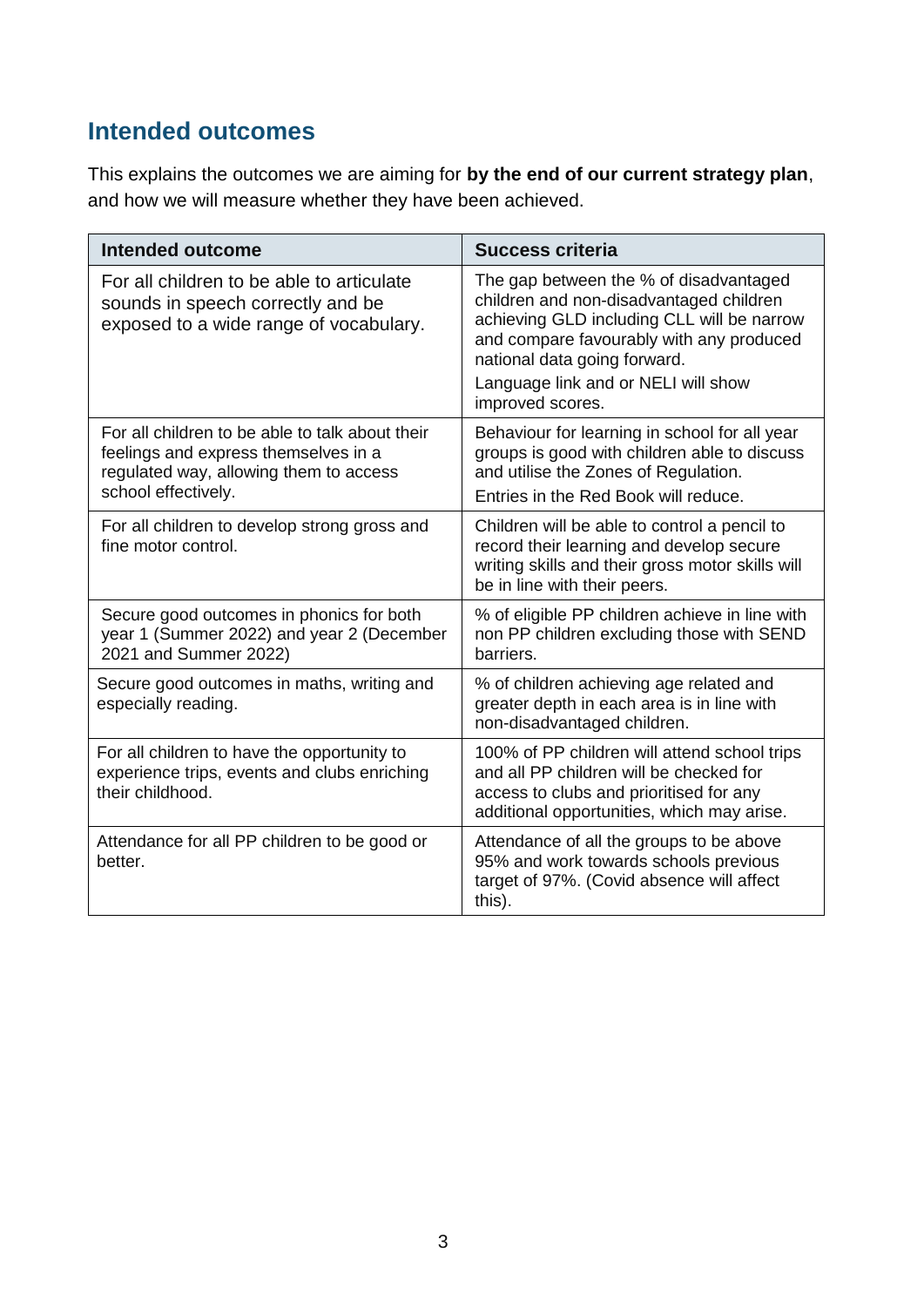## Intended outcomes

This explains the outcomes we are aiming for **by the end of our current strategy plan**, and how we will measure whether they have been achieved.

| Intended outcome | Success criteria |
|---|---|
| For all children to be able to articulate sounds in speech correctly and be exposed to a wide range of vocabulary. | The gap between the % of disadvantaged children and non-disadvantaged children achieving GLD including CLL will be narrow and compare favourably with any produced national data going forward.<br>Language link and or NELI will show improved scores. |
| For all children to be able to talk about their feelings and express themselves in a regulated way, allowing them to access school effectively. | Behaviour for learning in school for all year groups is good with children able to discuss and utilise the Zones of Regulation.<br>Entries in the Red Book will reduce. |
| For all children to develop strong gross and fine motor control. | Children will be able to control a pencil to record their learning and develop secure writing skills and their gross motor skills will be in line with their peers. |
| Secure good outcomes in phonics for both year 1 (Summer 2022) and year 2 (December 2021 and Summer 2022) | % of eligible PP children achieve in line with non PP children excluding those with SEND barriers. |
| Secure good outcomes in maths, writing and especially reading. | % of children achieving age related and greater depth in each area is in line with non-disadvantaged children. |
| For all children to have the opportunity to experience trips, events and clubs enriching their childhood. | 100% of PP children will attend school trips and all PP children will be checked for access to clubs and prioritised for any additional opportunities, which may arise. |
| Attendance for all PP children to be good or better. | Attendance of all the groups to be above 95% and work towards schools previous target of 97%. (Covid absence will affect this). |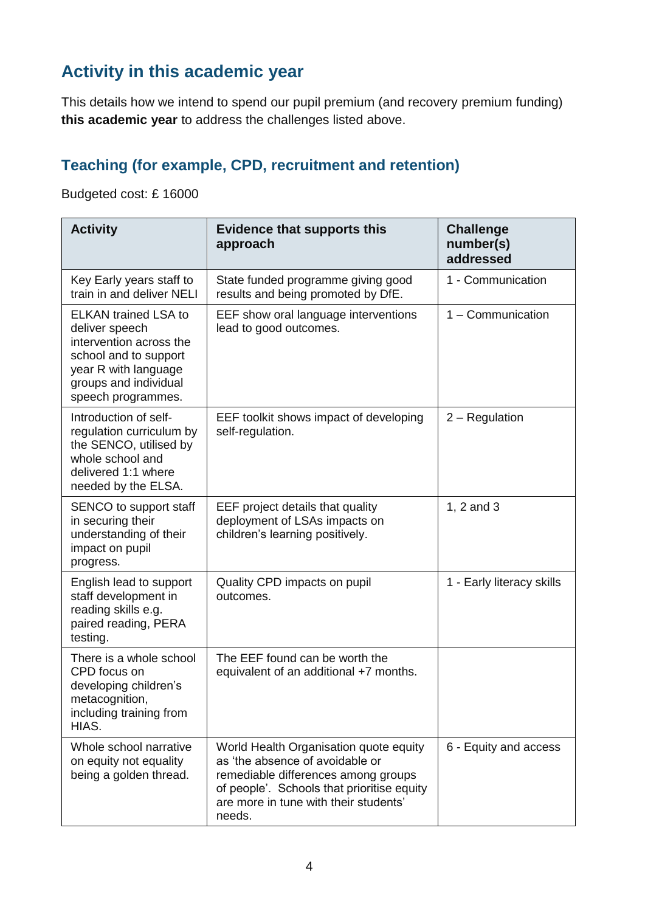## Activity in this academic year

This details how we intend to spend our pupil premium (and recovery premium funding) **this academic year** to address the challenges listed above.

### Teaching (for example, CPD, recruitment and retention)

Budgeted cost: £ 16000

| Activity | Evidence that supports this approach | Challenge number(s) addressed |
|---|---|---|
| Key Early years staff to train in and deliver NELI | State funded programme giving good results and being promoted by DfE. | 1 - Communication |
| ELKAN trained LSA to deliver speech intervention across the school and to support year R with language groups and individual speech programmes. | EEF show oral language interventions lead to good outcomes. | 1 – Communication |
| Introduction of self-regulation curriculum by the SENCO, utilised by whole school and delivered 1:1 where needed by the ELSA. | EEF toolkit shows impact of developing self-regulation. | 2 – Regulation |
| SENCO to support staff in securing their understanding of their impact on pupil progress. | EEF project details that quality deployment of LSAs impacts on children's learning positively. | 1, 2 and 3 |
| English lead to support staff development in reading skills e.g. paired reading, PERA testing. | Quality CPD impacts on pupil outcomes. | 1 - Early literacy skills |
| There is a whole school CPD focus on developing children's metacognition, including training from HIAS. | The EEF found can be worth the equivalent of an additional +7 months. | |
| Whole school narrative on equity not equality being a golden thread. | World Health Organisation quote equity as 'the absence of avoidable or remediable differences among groups of people'. Schools that prioritise equity are more in tune with their students' needs. | 6 - Equity and access |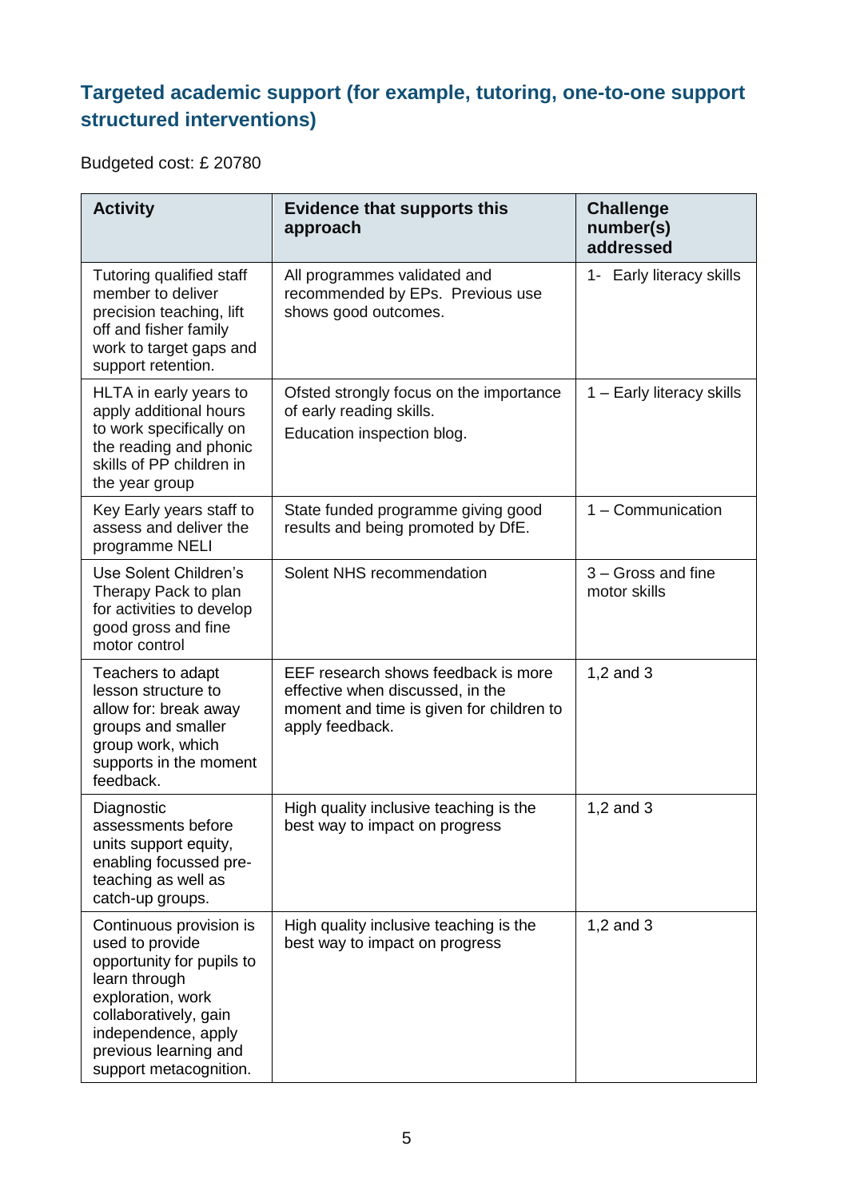## Targeted academic support (for example, tutoring, one-to-one support structured interventions)

Budgeted cost: £ 20780

| Activity | Evidence that supports this approach | Challenge number(s) addressed |
| --- | --- | --- |
| Tutoring qualified staff member to deliver precision teaching, lift off and fisher family work to target gaps and support retention. | All programmes validated and recommended by EPs. Previous use shows good outcomes. | 1- Early literacy skills |
| HLTA in early years to apply additional hours to work specifically on the reading and phonic skills of PP children in the year group | Ofsted strongly focus on the importance of early reading skills.<br>Education inspection blog. | 1 – Early literacy skills |
| Key Early years staff to assess and deliver the programme NELI | State funded programme giving good results and being promoted by DfE. | 1 – Communication |
| Use Solent Children's Therapy Pack to plan for activities to develop good gross and fine motor control | Solent NHS recommendation | 3 – Gross and fine motor skills |
| Teachers to adapt lesson structure to allow for: break away groups and smaller group work, which supports in the moment feedback. | EEF research shows feedback is more effective when discussed, in the moment and time is given for children to apply feedback. | 1,2 and 3 |
| Diagnostic assessments before units support equity, enabling focussed pre-teaching as well as catch-up groups. | High quality inclusive teaching is the best way to impact on progress | 1,2 and 3 |
| Continuous provision is used to provide opportunity for pupils to learn through exploration, work collaboratively, gain independence, apply previous learning and support metacognition. | High quality inclusive teaching is the best way to impact on progress | 1,2 and 3 |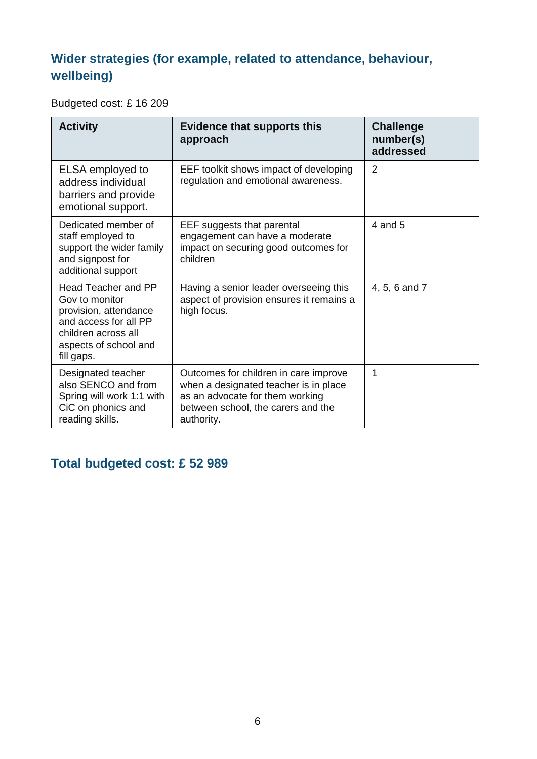## Wider strategies (for example, related to attendance, behaviour, wellbeing)

Budgeted cost: £ 16 209

| Activity | Evidence that supports this approach | Challenge number(s) addressed |
| --- | --- | --- |
| ELSA employed to address individual barriers and provide emotional support. | EEF toolkit shows impact of developing regulation and emotional awareness. | 2 |
| Dedicated member of staff employed to support the wider family and signpost for additional support | EEF suggests that parental engagement can have a moderate impact on securing good outcomes for children | 4 and 5 |
| Head Teacher and PP Gov to monitor provision, attendance and access for all PP children across all aspects of school and fill gaps. | Having a senior leader overseeing this aspect of provision ensures it remains a high focus. | 4, 5, 6 and 7 |
| Designated teacher also SENCO and from Spring will work 1:1 with CiC on phonics and reading skills. | Outcomes for children in care improve when a designated teacher is in place as an advocate for them working between school, the carers and the authority. | 1 |

## Total budgeted cost: £ 52 989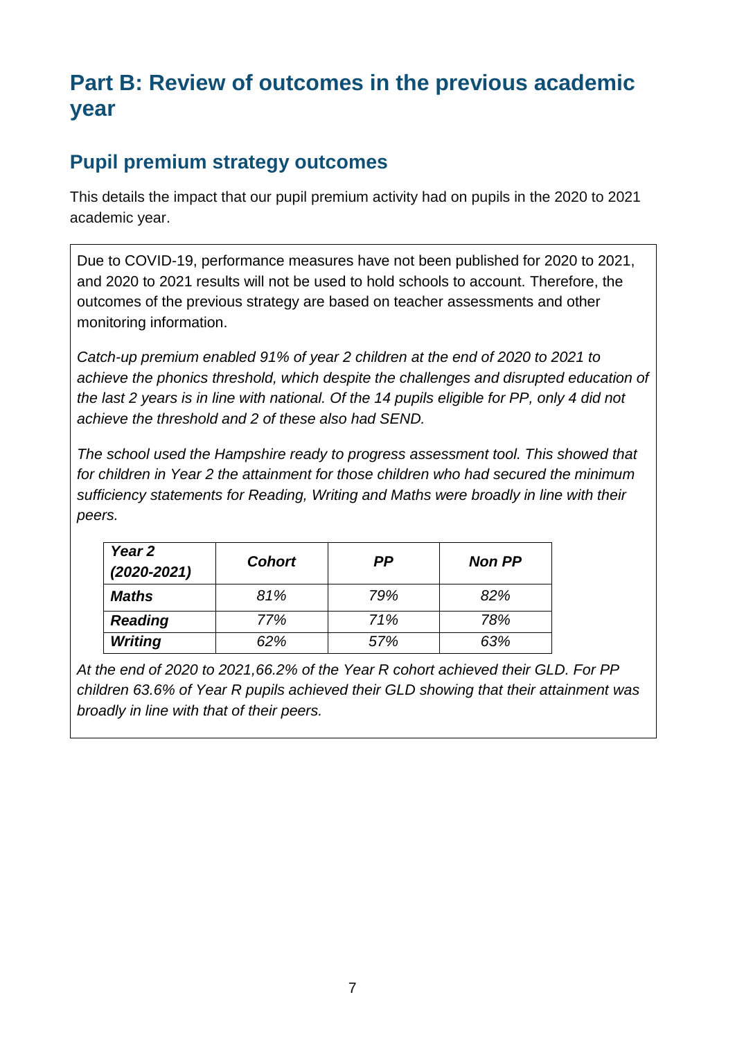# Part B: Review of outcomes in the previous academic year

## Pupil premium strategy outcomes

This details the impact that our pupil premium activity had on pupils in the 2020 to 2021 academic year.

Due to COVID-19, performance measures have not been published for 2020 to 2021, and 2020 to 2021 results will not be used to hold schools to account. Therefore, the outcomes of the previous strategy are based on teacher assessments and other monitoring information.

*Catch-up premium enabled 91% of year 2 children at the end of 2020 to 2021 to achieve the phonics threshold, which despite the challenges and disrupted education of the last 2 years is in line with national. Of the 14 pupils eligible for PP, only 4 did not achieve the threshold and 2 of these also had SEND.*

*The school used the Hampshire ready to progress assessment tool. This showed that for children in Year 2 the attainment for those children who had secured the minimum sufficiency statements for Reading, Writing and Maths were broadly in line with their peers.*

| ***Year 2 (2020-2021)*** | ***Cohort*** | ***PP*** | ***Non PP*** |
|---|---|---|---|
| ***Maths*** | *81%* | *79%* | *82%* |
| ***Reading*** | *77%* | *71%* | *78%* |
| ***Writing*** | *62%* | *57%* | *63%* |

*At the end of 2020 to 2021,66.2% of the Year R cohort achieved their GLD. For PP children 63.6% of Year R pupils achieved their GLD showing that their attainment was broadly in line with that of their peers.*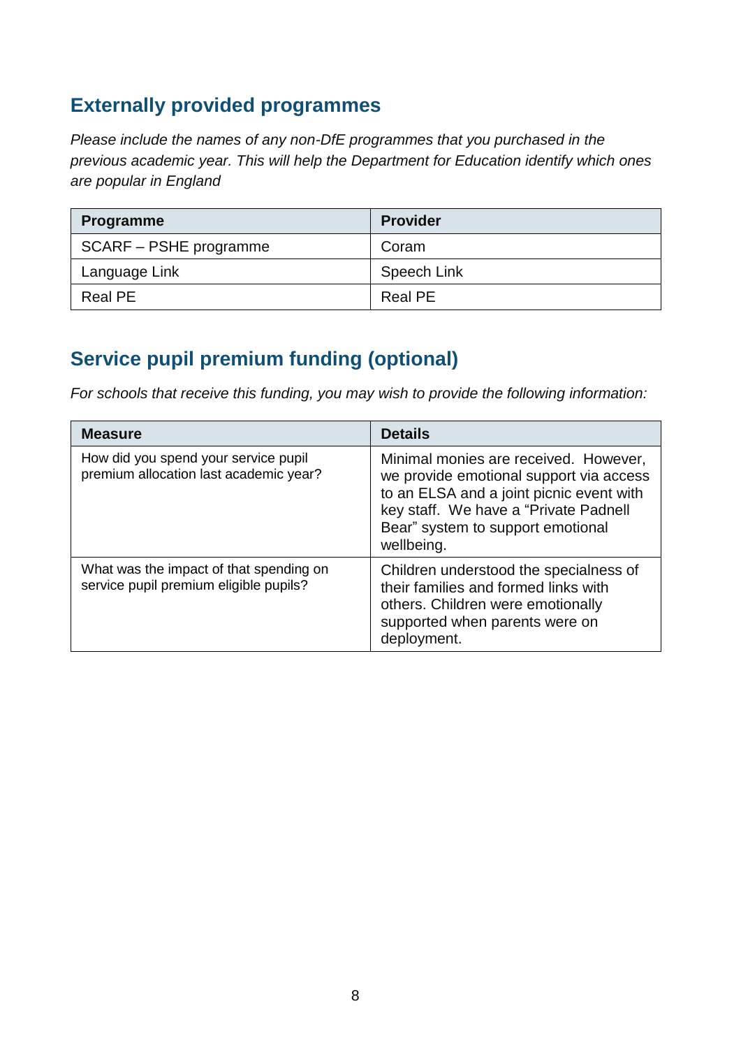## Externally provided programmes

*Please include the names of any non-DfE programmes that you purchased in the previous academic year. This will help the Department for Education identify which ones are popular in England*

| Programme | Provider |
| --- | --- |
| SCARF – PSHE programme | Coram |
| Language Link | Speech Link |
| Real PE | Real PE |

## Service pupil premium funding (optional)

*For schools that receive this funding, you may wish to provide the following information:*

| Measure | Details |
| --- | --- |
| How did you spend your service pupil premium allocation last academic year? | Minimal monies are received. However, we provide emotional support via access to an ELSA and a joint picnic event with key staff. We have a "Private Padnell Bear" system to support emotional wellbeing. |
| What was the impact of that spending on service pupil premium eligible pupils? | Children understood the specialness of their families and formed links with others. Children were emotionally supported when parents were on deployment. |